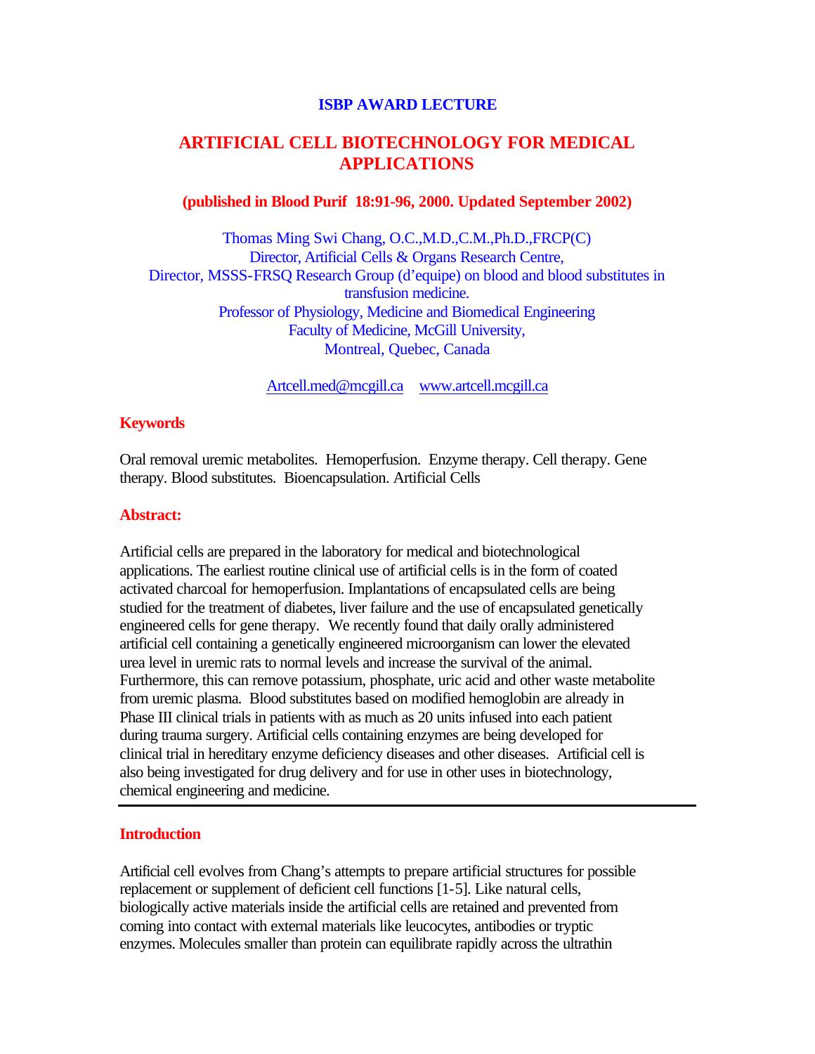**ISBP AWARD LECTURE**

# ARTIFICIAL CELL BIOTECHNOLOGY FOR MEDICAL APPLICATIONS

**(published in Blood Purif 18:91-96, 2000. Updated September 2002)**

Thomas Ming Swi Chang, O.C.,M.D.,C.M.,Ph.D.,FRCP(C)
Director, Artificial Cells & Organs Research Centre,
Director, MSSS-FRSQ Research Group (d'equipe) on blood and blood substitutes in transfusion medicine.
Professor of Physiology, Medicine and Biomedical Engineering
Faculty of Medicine, McGill University,
Montreal, Quebec, Canada

Artcell.med@mcgill.ca www.artcell.mcgill.ca

## Keywords

Oral removal uremic metabolites. Hemoperfusion. Enzyme therapy. Cell therapy. Gene therapy. Blood substitutes. Bioencapsulation. Artificial Cells

## Abstract:

Artificial cells are prepared in the laboratory for medical and biotechnological applications. The earliest routine clinical use of artificial cells is in the form of coated activated charcoal for hemoperfusion. Implantations of encapsulated cells are being studied for the treatment of diabetes, liver failure and the use of encapsulated genetically engineered cells for gene therapy. We recently found that daily orally administered artificial cell containing a genetically engineered microorganism can lower the elevated urea level in uremic rats to normal levels and increase the survival of the animal. Furthermore, this can remove potassium, phosphate, uric acid and other waste metabolite from uremic plasma. Blood substitutes based on modified hemoglobin are already in Phase III clinical trials in patients with as much as 20 units infused into each patient during trauma surgery. Artificial cells containing enzymes are being developed for clinical trial in hereditary enzyme deficiency diseases and other diseases. Artificial cell is also being investigated for drug delivery and for use in other uses in biotechnology, chemical engineering and medicine.

---

## Introduction

Artificial cell evolves from Chang's attempts to prepare artificial structures for possible replacement or supplement of deficient cell functions [1-5]. Like natural cells, biologically active materials inside the artificial cells are retained and prevented from coming into contact with external materials like leucocytes, antibodies or tryptic enzymes. Molecules smaller than protein can equilibrate rapidly across the ultrathin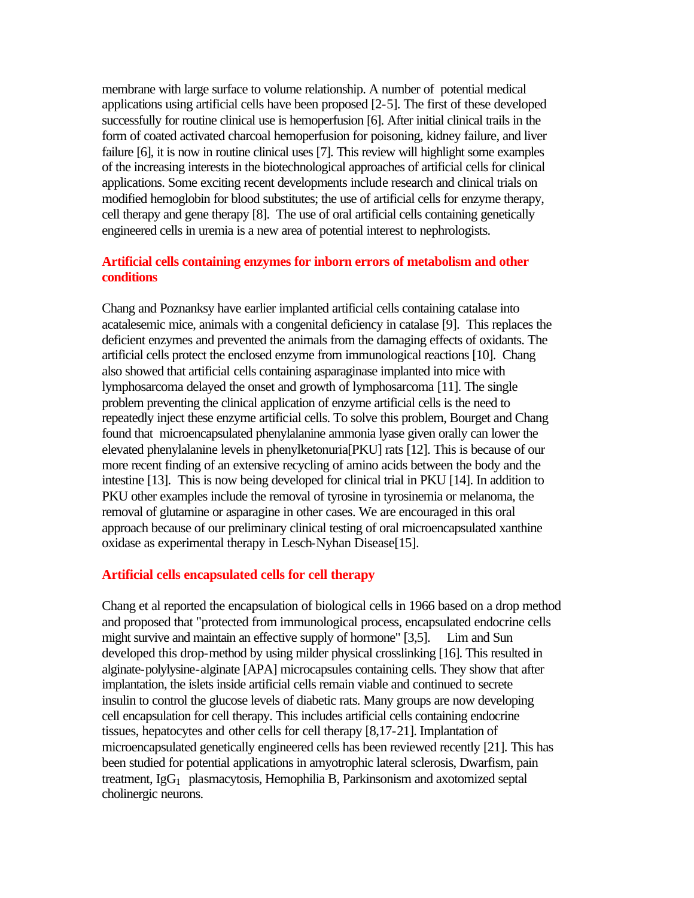membrane with large surface to volume relationship. A number of potential medical applications using artificial cells have been proposed [2-5]. The first of these developed successfully for routine clinical use is hemoperfusion [6]. After initial clinical trails in the form of coated activated charcoal hemoperfusion for poisoning, kidney failure, and liver failure [6], it is now in routine clinical uses [7]. This review will highlight some examples of the increasing interests in the biotechnological approaches of artificial cells for clinical applications. Some exciting recent developments include research and clinical trials on modified hemoglobin for blood substitutes; the use of artificial cells for enzyme therapy, cell therapy and gene therapy [8]. The use of oral artificial cells containing genetically engineered cells in uremia is a new area of potential interest to nephrologists.

## Artificial cells containing enzymes for inborn errors of metabolism and other conditions

Chang and Poznanksy have earlier implanted artificial cells containing catalase into acatalesemic mice, animals with a congenital deficiency in catalase [9]. This replaces the deficient enzymes and prevented the animals from the damaging effects of oxidants. The artificial cells protect the enclosed enzyme from immunological reactions [10]. Chang also showed that artificial cells containing asparaginase implanted into mice with lymphosarcoma delayed the onset and growth of lymphosarcoma [11]. The single problem preventing the clinical application of enzyme artificial cells is the need to repeatedly inject these enzyme artificial cells. To solve this problem, Bourget and Chang found that microencapsulated phenylalanine ammonia lyase given orally can lower the elevated phenylalanine levels in phenylketonuria[PKU] rats [12]. This is because of our more recent finding of an extensive recycling of amino acids between the body and the intestine [13]. This is now being developed for clinical trial in PKU [14]. In addition to PKU other examples include the removal of tyrosine in tyrosinemia or melanoma, the removal of glutamine or asparagine in other cases. We are encouraged in this oral approach because of our preliminary clinical testing of oral microencapsulated xanthine oxidase as experimental therapy in Lesch-Nyhan Disease[15].

## Artificial cells encapsulated cells for cell therapy

Chang et al reported the encapsulation of biological cells in 1966 based on a drop method and proposed that "protected from immunological process, encapsulated endocrine cells might survive and maintain an effective supply of hormone" [3,5]. Lim and Sun developed this drop-method by using milder physical crosslinking [16]. This resulted in alginate-polylysine-alginate [APA] microcapsules containing cells. They show that after implantation, the islets inside artificial cells remain viable and continued to secrete insulin to control the glucose levels of diabetic rats. Many groups are now developing cell encapsulation for cell therapy. This includes artificial cells containing endocrine tissues, hepatocytes and other cells for cell therapy [8,17-21]. Implantation of microencapsulated genetically engineered cells has been reviewed recently [21]. This has been studied for potential applications in amyotrophic lateral sclerosis, Dwarfism, pain treatment, $IgG_1$ plasmacytosis, Hemophilia B, Parkinsonism and axotomized septal cholinergic neurons.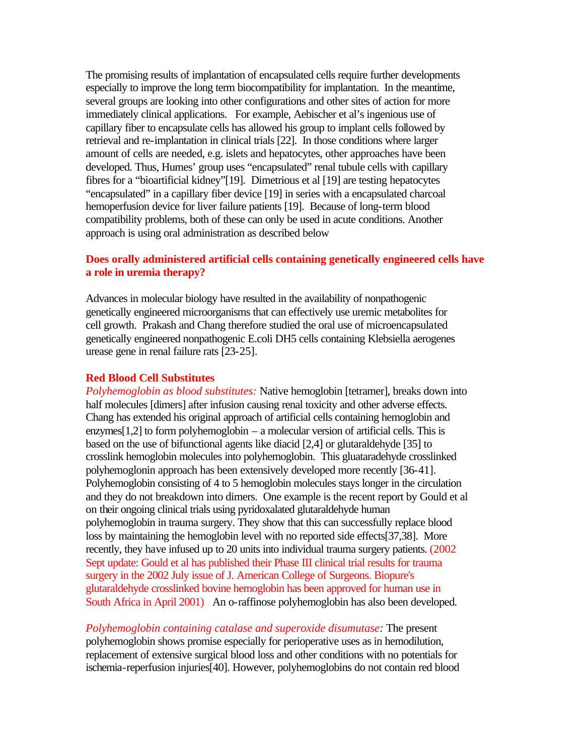The promising results of implantation of encapsulated cells require further developments especially to improve the long term biocompatibility for implantation. In the meantime, several groups are looking into other configurations and other sites of action for more immediately clinical applications. For example, Aebischer et al's ingenious use of capillary fiber to encapsulate cells has allowed his group to implant cells followed by retrieval and re-implantation in clinical trials [22]. In those conditions where larger amount of cells are needed, e.g. islets and hepatocytes, other approaches have been developed. Thus, Humes' group uses "encapsulated" renal tubule cells with capillary fibres for a "bioartificial kidney"[19]. Dimetrious et al [19] are testing hepatocytes "encapsulated" in a capillary fiber device [19] in series with a encapsulated charcoal hemoperfusion device for liver failure patients [19]. Because of long-term blood compatibility problems, both of these can only be used in acute conditions. Another approach is using oral administration as described below

### Does orally administered artificial cells containing genetically engineered cells have a role in uremia therapy?

Advances in molecular biology have resulted in the availability of nonpathogenic genetically engineered microorganisms that can effectively use uremic metabolites for cell growth. Prakash and Chang therefore studied the oral use of microencapsulated genetically engineered nonpathogenic E.coli DH5 cells containing Klebsiella aerogenes urease gene in renal failure rats [23-25].

### Red Blood Cell Substitutes

*Polyhemoglobin as blood substitutes:* Native hemoglobin [tetramer], breaks down into half molecules [dimers] after infusion causing renal toxicity and other adverse effects. Chang has extended his original approach of artificial cells containing hemoglobin and enzymes[1,2] to form polyhemoglobin – a molecular version of artificial cells. This is based on the use of bifunctional agents like diacid [2,4] or glutaraldehyde [35] to crosslink hemoglobin molecules into polyhemoglobin. This gluataradehyde crosslinked polyhemoglonin approach has been extensively developed more recently [36-41]. Polyhemoglobin consisting of 4 to 5 hemoglobin molecules stays longer in the circulation and they do not breakdown into dimers. One example is the recent report by Gould et al on their ongoing clinical trials using pyridoxalated glutaraldehyde human polyhemoglobin in trauma surgery. They show that this can successfully replace blood loss by maintaining the hemoglobin level with no reported side effects[37,38]. More recently, they have infused up to 20 units into individual trauma surgery patients. (2002 Sept update: Gould et al has published their Phase III clinical trial results for trauma surgery in the 2002 July issue of J. American College of Surgeons. Biopure's glutaraldehyde crosslinked bovine hemoglobin has been approved for human use in South Africa in April 2001) An o-raffinose polyhemoglobin has also been developed.

*Polyhemoglobin containing catalase and superoxide dismutase:* The present polyhemoglobin shows promise especially for perioperative uses as in hemodilution, replacement of extensive surgical blood loss and other conditions with no potentials for ischemia-reperfusion injuries[40]. However, polyhemoglobins do not contain red blood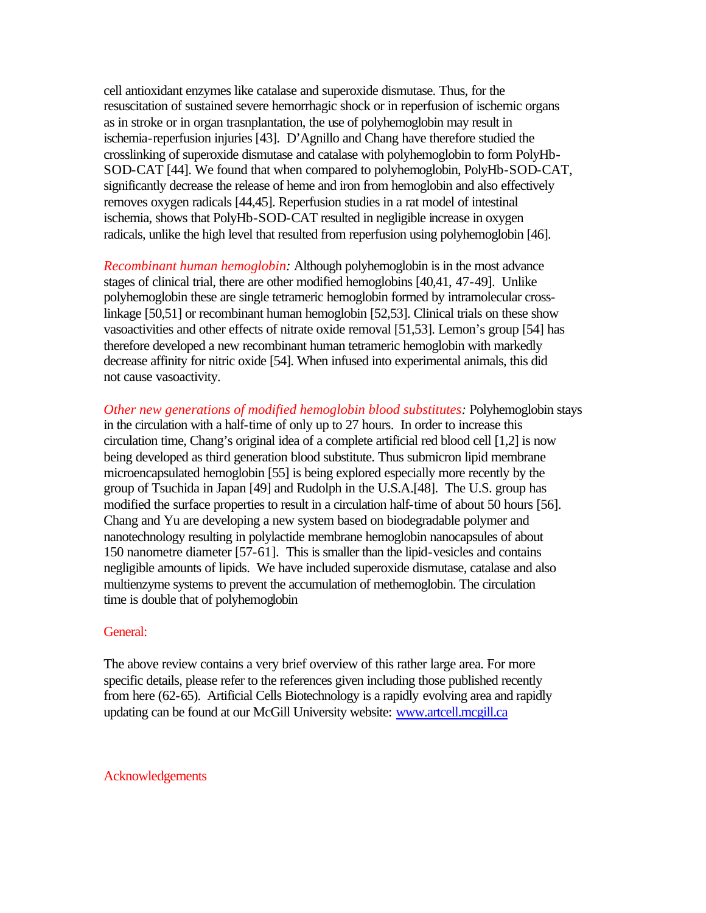cell antioxidant enzymes like catalase and superoxide dismutase. Thus, for the resuscitation of sustained severe hemorrhagic shock or in reperfusion of ischemic organs as in stroke or in organ trasnplantation, the use of polyhemoglobin may result in ischemia-reperfusion injuries [43]. D'Agnillo and Chang have therefore studied the crosslinking of superoxide dismutase and catalase with polyhemoglobin to form PolyHb-SOD-CAT [44]. We found that when compared to polyhemoglobin, PolyHb-SOD-CAT, significantly decrease the release of heme and iron from hemoglobin and also effectively removes oxygen radicals [44,45]. Reperfusion studies in a rat model of intestinal ischemia, shows that PolyHb-SOD-CAT resulted in negligible increase in oxygen radicals, unlike the high level that resulted from reperfusion using polyhemoglobin [46].

*Recombinant human hemoglobin:* Although polyhemoglobin is in the most advance stages of clinical trial, there are other modified hemoglobins [40,41, 47-49]. Unlike polyhemoglobin these are single tetrameric hemoglobin formed by intramolecular cross-linkage [50,51] or recombinant human hemoglobin [52,53]. Clinical trials on these show vasoactivities and other effects of nitrate oxide removal [51,53]. Lemon's group [54] has therefore developed a new recombinant human tetrameric hemoglobin with markedly decrease affinity for nitric oxide [54]. When infused into experimental animals, this did not cause vasoactivity.

*Other new generations of modified hemoglobin blood substitutes:* Polyhemoglobin stays in the circulation with a half-time of only up to 27 hours. In order to increase this circulation time, Chang's original idea of a complete artificial red blood cell [1,2] is now being developed as third generation blood substitute. Thus submicron lipid membrane microencapsulated hemoglobin [55] is being explored especially more recently by the group of Tsuchida in Japan [49] and Rudolph in the U.S.A.[48]. The U.S. group has modified the surface properties to result in a circulation half-time of about 50 hours [56]. Chang and Yu are developing a new system based on biodegradable polymer and nanotechnology resulting in polylactide membrane hemoglobin nanocapsules of about 150 nanometre diameter [57-61]. This is smaller than the lipid-vesicles and contains negligible amounts of lipids. We have included superoxide dismutase, catalase and also multienzyme systems to prevent the accumulation of methemoglobin. The circulation time is double that of polyhemoglobin

## General:

The above review contains a very brief overview of this rather large area. For more specific details, please refer to the references given including those published recently from here (62-65). Artificial Cells Biotechnology is a rapidly evolving area and rapidly updating can be found at our McGill University website: www.artcell.mcgill.ca

## Acknowledgements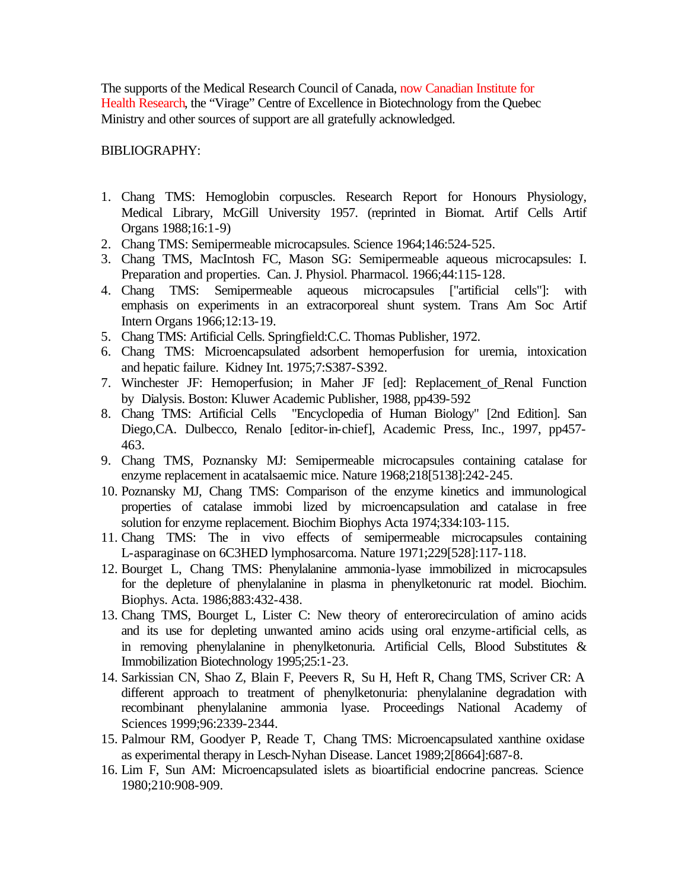The supports of the Medical Research Council of Canada, now Canadian Institute for Health Research, the "Virage" Centre of Excellence in Biotechnology from the Quebec Ministry and other sources of support are all gratefully acknowledged.

BIBLIOGRAPHY:

1. Chang TMS: Hemoglobin corpuscles. Research Report for Honours Physiology, Medical Library, McGill University 1957. (reprinted in Biomat. Artif Cells Artif Organs 1988;16:1-9)
2. Chang TMS: Semipermeable microcapsules. Science 1964;146:524-525.
3. Chang TMS, MacIntosh FC, Mason SG: Semipermeable aqueous microcapsules: I. Preparation and properties. Can. J. Physiol. Pharmacol. 1966;44:115-128.
4. Chang TMS: Semipermeable aqueous microcapsules ["artificial cells"]: with emphasis on experiments in an extracorporeal shunt system. Trans Am Soc Artif Intern Organs 1966;12:13-19.
5. Chang TMS: Artificial Cells. Springfield:C.C. Thomas Publisher, 1972.
6. Chang TMS: Microencapsulated adsorbent hemoperfusion for uremia, intoxication and hepatic failure. Kidney Int. 1975;7:S387-S392.
7. Winchester JF: Hemoperfusion; in Maher JF [ed]: Replacement_of_Renal Function by Dialysis. Boston: Kluwer Academic Publisher, 1988, pp439-592
8. Chang TMS: Artificial Cells "Encyclopedia of Human Biology" [2nd Edition]. San Diego,CA. Dulbecco, Renalo [editor-in-chief], Academic Press, Inc., 1997, pp457-463.
9. Chang TMS, Poznansky MJ: Semipermeable microcapsules containing catalase for enzyme replacement in acatalsaemic mice. Nature 1968;218[5138]:242-245.
10. Poznansky MJ, Chang TMS: Comparison of the enzyme kinetics and immunological properties of catalase immobi lized by microencapsulation and catalase in free solution for enzyme replacement. Biochim Biophys Acta 1974;334:103-115.
11. Chang TMS: The in vivo effects of semipermeable microcapsules containing L-asparaginase on 6C3HED lymphosarcoma. Nature 1971;229[528]:117-118.
12. Bourget L, Chang TMS: Phenylalanine ammonia-lyase immobilized in microcapsules for the depleture of phenylalanine in plasma in phenylketonuric rat model. Biochim. Biophys. Acta. 1986;883:432-438.
13. Chang TMS, Bourget L, Lister C: New theory of enterorecirculation of amino acids and its use for depleting unwanted amino acids using oral enzyme-artificial cells, as in removing phenylalanine in phenylketonuria. Artificial Cells, Blood Substitutes & Immobilization Biotechnology 1995;25:1-23.
14. Sarkissian CN, Shao Z, Blain F, Peevers R, Su H, Heft R, Chang TMS, Scriver CR: A different approach to treatment of phenylketonuria: phenylalanine degradation with recombinant phenylalanine ammonia lyase. Proceedings National Academy of Sciences 1999;96:2339-2344.
15. Palmour RM, Goodyer P, Reade T, Chang TMS: Microencapsulated xanthine oxidase as experimental therapy in Lesch-Nyhan Disease. Lancet 1989;2[8664]:687-8.
16. Lim F, Sun AM: Microencapsulated islets as bioartificial endocrine pancreas. Science 1980;210:908-909.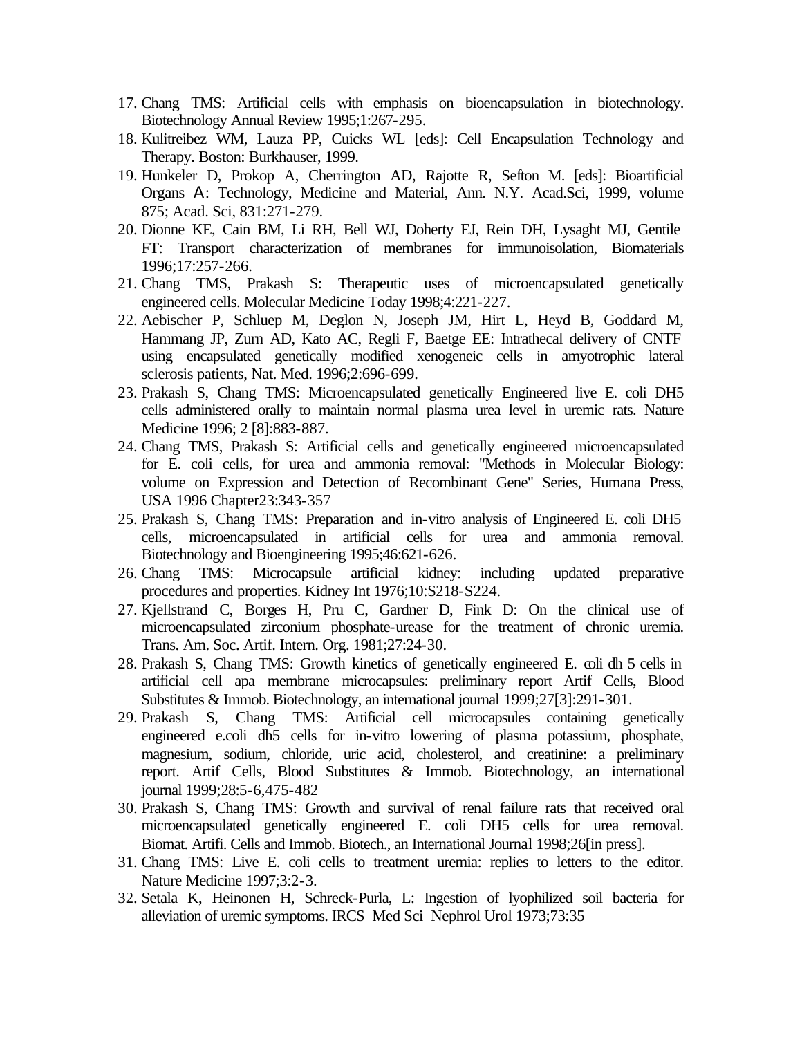17. Chang TMS: Artificial cells with emphasis on bioencapsulation in biotechnology. Biotechnology Annual Review 1995;1:267-295.
18. Kulitreibez WM, Lauza PP, Cuicks WL [eds]: Cell Encapsulation Technology and Therapy. Boston: Burkhauser, 1999.
19. Hunkeler D, Prokop A, Cherrington AD, Rajotte R, Sefton M. [eds]: Bioartificial Organs A: Technology, Medicine and Material, Ann. N.Y. Acad.Sci, 1999, volume 875; Acad. Sci, 831:271-279.
20. Dionne KE, Cain BM, Li RH, Bell WJ, Doherty EJ, Rein DH, Lysaght MJ, Gentile FT: Transport characterization of membranes for immunoisolation, Biomaterials 1996;17:257-266.
21. Chang TMS, Prakash S: Therapeutic uses of microencapsulated genetically engineered cells. Molecular Medicine Today 1998;4:221-227.
22. Aebischer P, Schluep M, Deglon N, Joseph JM, Hirt L, Heyd B, Goddard M, Hammang JP, Zurn AD, Kato AC, Regli F, Baetge EE: Intrathecal delivery of CNTF using encapsulated genetically modified xenogeneic cells in amyotrophic lateral sclerosis patients, Nat. Med. 1996;2:696-699.
23. Prakash S, Chang TMS: Microencapsulated genetically Engineered live E. coli DH5 cells administered orally to maintain normal plasma urea level in uremic rats. Nature Medicine 1996; 2 [8]:883-887.
24. Chang TMS, Prakash S: Artificial cells and genetically engineered microencapsulated for E. coli cells, for urea and ammonia removal: "Methods in Molecular Biology: volume on Expression and Detection of Recombinant Gene" Series, Humana Press, USA 1996 Chapter23:343-357
25. Prakash S, Chang TMS: Preparation and in-vitro analysis of Engineered E. coli DH5 cells, microencapsulated in artificial cells for urea and ammonia removal. Biotechnology and Bioengineering 1995;46:621-626.
26. Chang TMS: Microcapsule artificial kidney: including updated preparative procedures and properties. Kidney Int 1976;10:S218-S224.
27. Kjellstrand C, Borges H, Pru C, Gardner D, Fink D: On the clinical use of microencapsulated zirconium phosphate-urease for the treatment of chronic uremia. Trans. Am. Soc. Artif. Intern. Org. 1981;27:24-30.
28. Prakash S, Chang TMS: Growth kinetics of genetically engineered E. coli dh 5 cells in artificial cell apa membrane microcapsules: preliminary report Artif Cells, Blood Substitutes & Immob. Biotechnology, an international journal 1999;27[3]:291-301.
29. Prakash S, Chang TMS: Artificial cell microcapsules containing genetically engineered e.coli dh5 cells for in-vitro lowering of plasma potassium, phosphate, magnesium, sodium, chloride, uric acid, cholesterol, and creatinine: a preliminary report. Artif Cells, Blood Substitutes & Immob. Biotechnology, an international journal 1999;28:5-6,475-482
30. Prakash S, Chang TMS: Growth and survival of renal failure rats that received oral microencapsulated genetically engineered E. coli DH5 cells for urea removal. Biomat. Artifi. Cells and Immob. Biotech., an International Journal 1998;26[in press].
31. Chang TMS: Live E. coli cells to treatment uremia: replies to letters to the editor. Nature Medicine 1997;3:2-3.
32. Setala K, Heinonen H, Schreck-Purla, L: Ingestion of lyophilized soil bacteria for alleviation of uremic symptoms. IRCS Med Sci Nephrol Urol 1973;73:35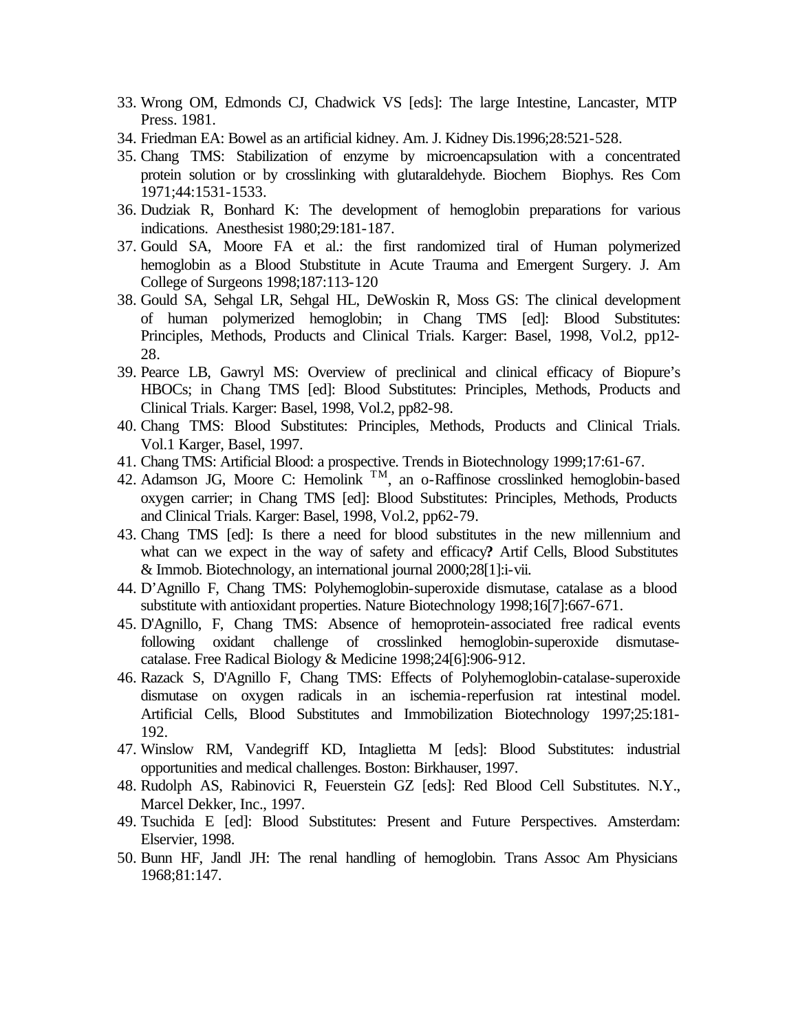33. Wrong OM, Edmonds CJ, Chadwick VS [eds]: The large Intestine, Lancaster, MTP Press. 1981.
34. Friedman EA: Bowel as an artificial kidney. Am. J. Kidney Dis.1996;28:521-528.
35. Chang TMS: Stabilization of enzyme by microencapsulation with a concentrated protein solution or by crosslinking with glutaraldehyde. Biochem Biophys. Res Com 1971;44:1531-1533.
36. Dudziak R, Bonhard K: The development of hemoglobin preparations for various indications. Anesthesist 1980;29:181-187.
37. Gould SA, Moore FA et al.: the first randomized tiral of Human polymerized hemoglobin as a Blood Stubstitute in Acute Trauma and Emergent Surgery. J. Am College of Surgeons 1998;187:113-120
38. Gould SA, Sehgal LR, Sehgal HL, DeWoskin R, Moss GS: The clinical development of human polymerized hemoglobin; in Chang TMS [ed]: Blood Substitutes: Principles, Methods, Products and Clinical Trials. Karger: Basel, 1998, Vol.2, pp12-28.
39. Pearce LB, Gawryl MS: Overview of preclinical and clinical efficacy of Biopure's HBOCs; in Chang TMS [ed]: Blood Substitutes: Principles, Methods, Products and Clinical Trials. Karger: Basel, 1998, Vol.2, pp82-98.
40. Chang TMS: Blood Substitutes: Principles, Methods, Products and Clinical Trials. Vol.1 Karger, Basel, 1997.
41. Chang TMS: Artificial Blood: a prospective. Trends in Biotechnology 1999;17:61-67.
42. Adamson JG, Moore C: Hemolink TM, an o-Raffinose crosslinked hemoglobin-based oxygen carrier; in Chang TMS [ed]: Blood Substitutes: Principles, Methods, Products and Clinical Trials. Karger: Basel, 1998, Vol.2, pp62-79.
43. Chang TMS [ed]: Is there a need for blood substitutes in the new millennium and what can we expect in the way of safety and efficacy**?** Artif Cells, Blood Substitutes & Immob. Biotechnology, an international journal 2000;28[1]:i-vii.
44. D'Agnillo F, Chang TMS: Polyhemoglobin-superoxide dismutase, catalase as a blood substitute with antioxidant properties. Nature Biotechnology 1998;16[7]:667-671.
45. D'Agnillo, F, Chang TMS: Absence of hemoprotein-associated free radical events following oxidant challenge of crosslinked hemoglobin-superoxide dismutase-catalase. Free Radical Biology & Medicine 1998;24[6]:906-912.
46. Razack S, D'Agnillo F, Chang TMS: Effects of Polyhemoglobin-catalase-superoxide dismutase on oxygen radicals in an ischemia-reperfusion rat intestinal model. Artificial Cells, Blood Substitutes and Immobilization Biotechnology 1997;25:181-192.
47. Winslow RM, Vandegriff KD, Intaglietta M [eds]: Blood Substitutes: industrial opportunities and medical challenges. Boston: Birkhauser, 1997.
48. Rudolph AS, Rabinovici R, Feuerstein GZ [eds]: Red Blood Cell Substitutes. N.Y., Marcel Dekker, Inc., 1997.
49. Tsuchida E [ed]: Blood Substitutes: Present and Future Perspectives. Amsterdam: Elservier, 1998.
50. Bunn HF, Jandl JH: The renal handling of hemoglobin. Trans Assoc Am Physicians 1968;81:147.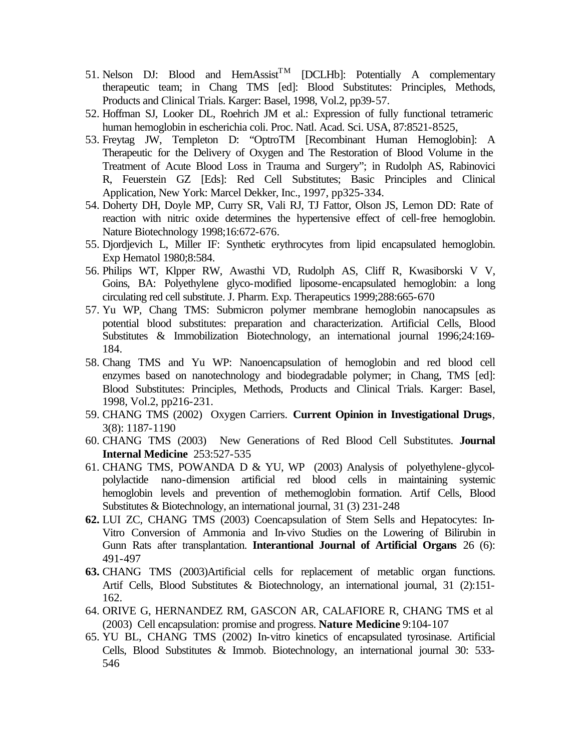51. Nelson DJ: Blood and HemAssist[TM] [DCLHb]: Potentially A complementary therapeutic team; in Chang TMS [ed]: Blood Substitutes: Principles, Methods, Products and Clinical Trials. Karger: Basel, 1998, Vol.2, pp39-57.
52. Hoffman SJ, Looker DL, Roehrich JM et al.: Expression of fully functional tetrameric human hemoglobin in escherichia coli. Proc. Natl. Acad. Sci. USA, 87:8521-8525,
53. Freytag JW, Templeton D: "OptroTM [Recombinant Human Hemoglobin]: A Therapeutic for the Delivery of Oxygen and The Restoration of Blood Volume in the Treatment of Acute Blood Loss in Trauma and Surgery"; in Rudolph AS, Rabinovici R, Feuerstein GZ [Eds]: Red Cell Substitutes; Basic Principles and Clinical Application, New York: Marcel Dekker, Inc., 1997, pp325-334.
54. Doherty DH, Doyle MP, Curry SR, Vali RJ, TJ Fattor, Olson JS, Lemon DD: Rate of reaction with nitric oxide determines the hypertensive effect of cell-free hemoglobin. Nature Biotechnology 1998;16:672-676.
55. Djordjevich L, Miller IF: Synthetic erythrocytes from lipid encapsulated hemoglobin. Exp Hematol 1980;8:584.
56. Philips WT, Klpper RW, Awasthi VD, Rudolph AS, Cliff R, Kwasiborski V V, Goins, BA: Polyethylene glyco-modified liposome-encapsulated hemoglobin: a long circulating red cell substitute. J. Pharm. Exp. Therapeutics 1999;288:665-670
57. Yu WP, Chang TMS: Submicron polymer membrane hemoglobin nanocapsules as potential blood substitutes: preparation and characterization. Artificial Cells, Blood Substitutes & Immobilization Biotechnology, an international journal 1996;24:169-184.
58. Chang TMS and Yu WP: Nanoencapsulation of hemoglobin and red blood cell enzymes based on nanotechnology and biodegradable polymer; in Chang, TMS [ed]: Blood Substitutes: Principles, Methods, Products and Clinical Trials. Karger: Basel, 1998, Vol.2, pp216-231.
59. CHANG TMS (2002) Oxygen Carriers. **Current Opinion in Investigational Drugs**, 3(8): 1187-1190
60. CHANG TMS (2003) New Generations of Red Blood Cell Substitutes. **Journal Internal Medicine** 253:527-535
61. CHANG TMS, POWANDA D & YU, WP (2003) Analysis of polyethylene-glycol-polylactide nano-dimension artificial red blood cells in maintaining systemic hemoglobin levels and prevention of methemoglobin formation. Artif Cells, Blood Substitutes & Biotechnology, an international journal, 31 (3) 231-248
62. LUI ZC, CHANG TMS (2003) Coencapsulation of Stem Sells and Hepatocytes: In-Vitro Conversion of Ammonia and In-vivo Studies on the Lowering of Bilirubin in Gunn Rats after transplantation. **Interantional Journal of Artificial Organs** 26 (6): 491-497
63. CHANG TMS (2003)Artificial cells for replacement of metablic organ functions. Artif Cells, Blood Substitutes & Biotechnology, an international journal, 31 (2):151-162.
64. ORIVE G, HERNANDEZ RM, GASCON AR, CALAFIORE R, CHANG TMS et al (2003) Cell encapsulation: promise and progress. **Nature Medicine** 9:104-107
65. YU BL, CHANG TMS (2002) In-vitro kinetics of encapsulated tyrosinase. Artificial Cells, Blood Substitutes & Immob. Biotechnology, an international journal 30: 533-546